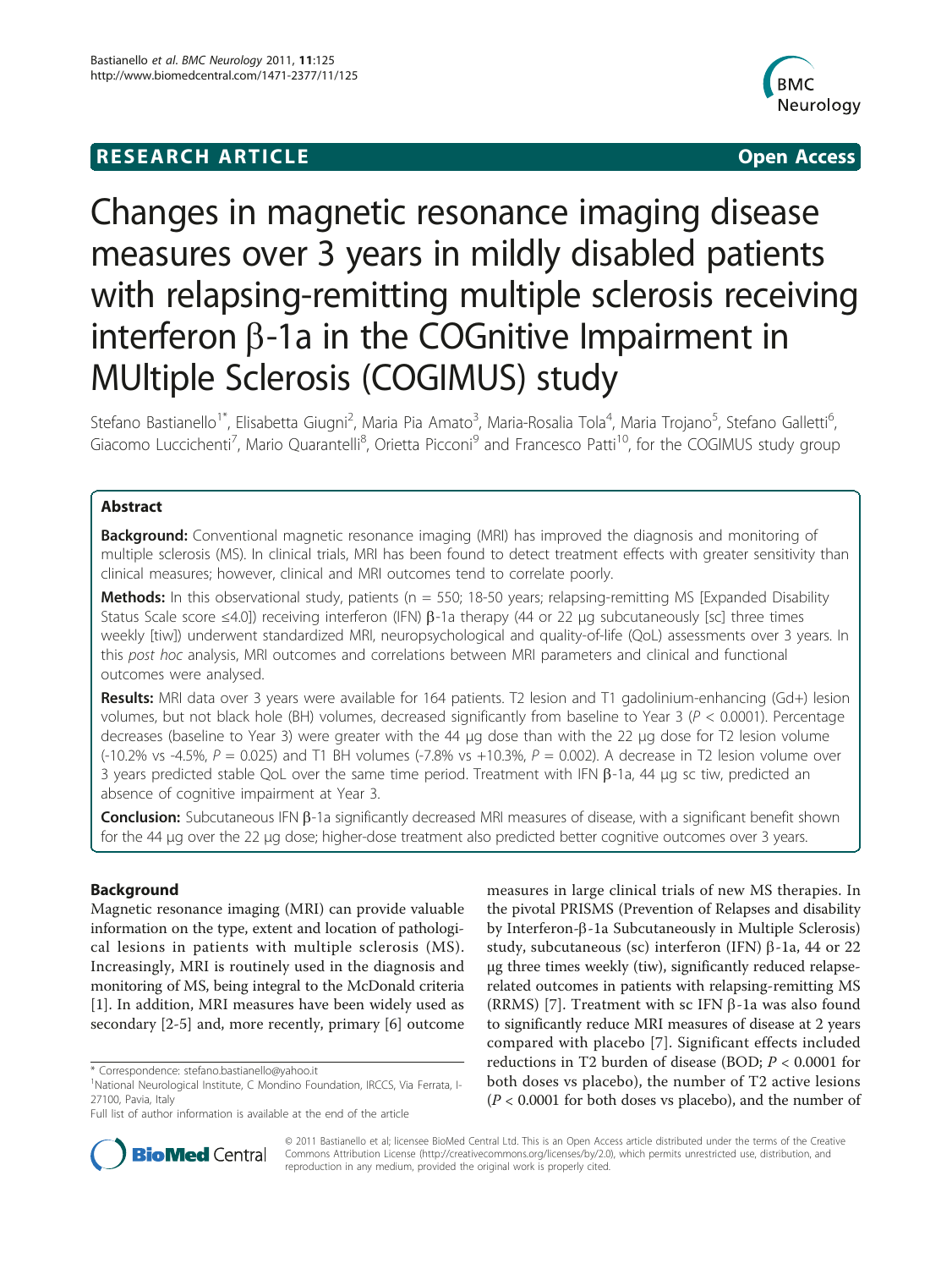**RESEARCH ARTICLE** **Open Access**

# Changes in magnetic resonance imaging disease measures over 3 years in mildly disabled patients with relapsing-remitting multiple sclerosis receiving interferon β-1a in the COGnitive Impairment in MUltiple Sclerosis (COGIMUS) study

Stefano Bastianello[1*], Elisabetta Giugni[2], Maria Pia Amato[3], Maria-Rosalia Tola[4], Maria Trojano[5], Stefano Galletti[6], Giacomo Luccichenti[7], Mario Quarantelli[8], Orietta Picconi[9] and Francesco Patti[10], for the COGIMUS study group

## Abstract

**Background:** Conventional magnetic resonance imaging (MRI) has improved the diagnosis and monitoring of multiple sclerosis (MS). In clinical trials, MRI has been found to detect treatment effects with greater sensitivity than clinical measures; however, clinical and MRI outcomes tend to correlate poorly.

**Methods:** In this observational study, patients (n = 550; 18-50 years; relapsing-remitting MS [Expanded Disability Status Scale score ≤4.0]) receiving interferon (IFN) β-1a therapy (44 or 22 μg subcutaneously [sc] three times weekly [tiw]) underwent standardized MRI, neuropsychological and quality-of-life (QoL) assessments over 3 years. In this *post hoc* analysis, MRI outcomes and correlations between MRI parameters and clinical and functional outcomes were analysed.

**Results:** MRI data over 3 years were available for 164 patients. T2 lesion and T1 gadolinium-enhancing (Gd+) lesion volumes, but not black hole (BH) volumes, decreased significantly from baseline to Year 3 ($P < 0.0001$). Percentage decreases (baseline to Year 3) were greater with the 44 μg dose than with the 22 μg dose for T2 lesion volume (-10.2% vs -4.5%, $P = 0.025$) and T1 BH volumes (-7.8% vs +10.3%, $P = 0.002$). A decrease in T2 lesion volume over 3 years predicted stable QoL over the same time period. Treatment with IFN β-1a, 44 μg sc tiw, predicted an absence of cognitive impairment at Year 3.

**Conclusion:** Subcutaneous IFN β-1a significantly decreased MRI measures of disease, with a significant benefit shown for the 44 μg over the 22 μg dose; higher-dose treatment also predicted better cognitive outcomes over 3 years.

## Background

Magnetic resonance imaging (MRI) can provide valuable information on the type, extent and location of pathological lesions in patients with multiple sclerosis (MS). Increasingly, MRI is routinely used in the diagnosis and monitoring of MS, being integral to the McDonald criteria [1]. In addition, MRI measures have been widely used as secondary [2-5] and, more recently, primary [6] outcome measures in large clinical trials of new MS therapies. In the pivotal PRISMS (Prevention of Relapses and disability by Interferon-β-1a Subcutaneously in Multiple Sclerosis) study, subcutaneous (sc) interferon (IFN) β-1a, 44 or 22 μg three times weekly (tiw), significantly reduced relapse-related outcomes in patients with relapsing-remitting MS (RRMS) [7]. Treatment with sc IFN β-1a was also found to significantly reduce MRI measures of disease at 2 years compared with placebo [7]. Significant effects included reductions in T2 burden of disease (BOD; $P < 0.0001$ for both doses vs placebo), the number of T2 active lesions ($P < 0.0001$ for both doses vs placebo), and the number of

\* Correspondence: stefano.bastianello@yahoo.it
[1]National Neurological Institute, C Mondino Foundation, IRCCS, Via Ferrata, I-27100, Pavia, Italy
Full list of author information is available at the end of the article

© 2011 Bastianello et al; licensee BioMed Central Ltd. This is an Open Access article distributed under the terms of the Creative Commons Attribution License (http://creativecommons.org/licenses/by/2.0), which permits unrestricted use, distribution, and reproduction in any medium, provided the original work is properly cited.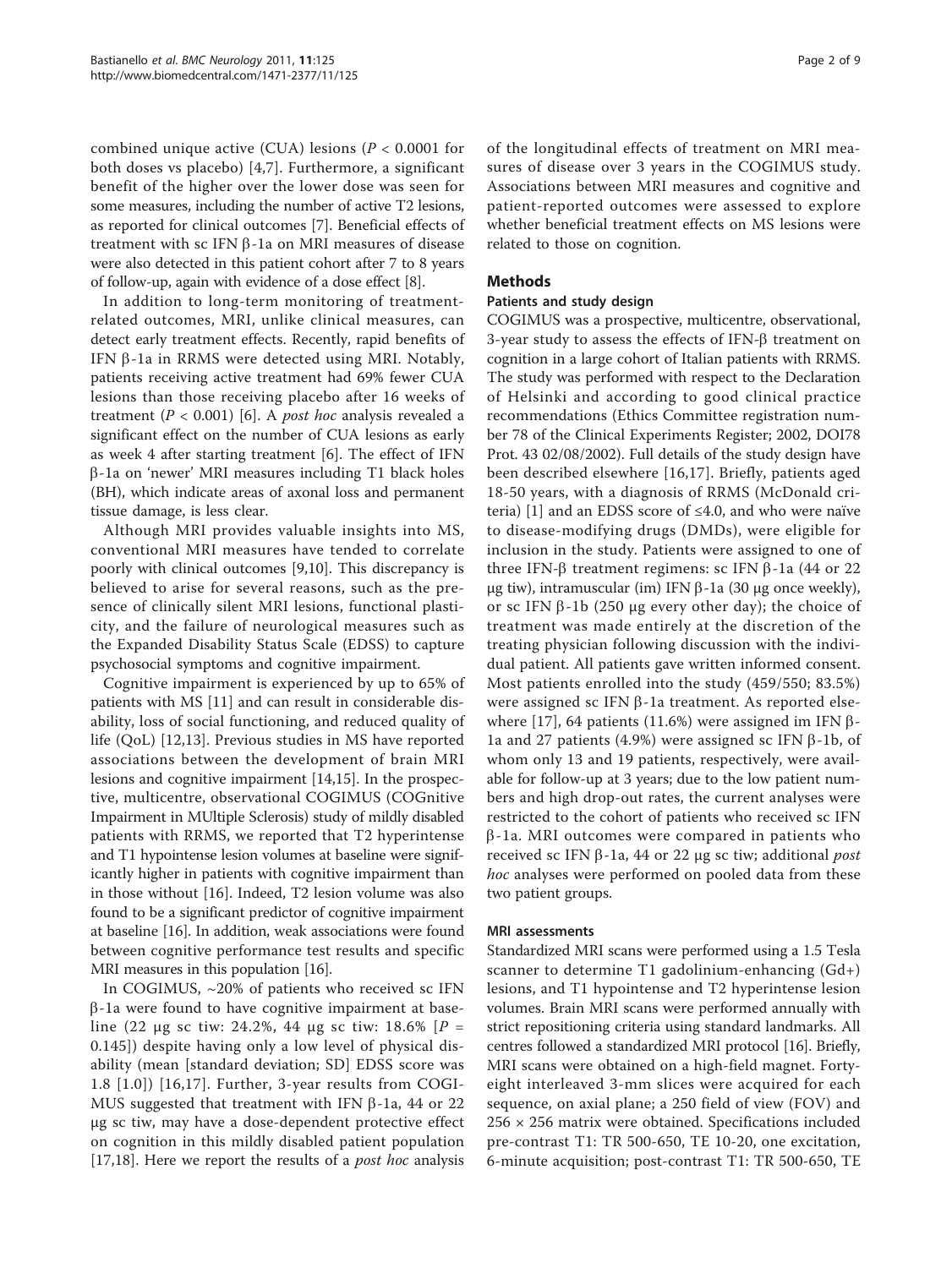combined unique active (CUA) lesions ($P < 0.0001$ for both doses vs placebo) [4,7]. Furthermore, a significant benefit of the higher over the lower dose was seen for some measures, including the number of active T2 lesions, as reported for clinical outcomes [7]. Beneficial effects of treatment with sc IFN β-1a on MRI measures of disease were also detected in this patient cohort after 7 to 8 years of follow-up, again with evidence of a dose effect [8].

In addition to long-term monitoring of treatment-related outcomes, MRI, unlike clinical measures, can detect early treatment effects. Recently, rapid benefits of IFN β-1a in RRMS were detected using MRI. Notably, patients receiving active treatment had 69% fewer CUA lesions than those receiving placebo after 16 weeks of treatment ($P < 0.001$) [6]. A *post hoc* analysis revealed a significant effect on the number of CUA lesions as early as week 4 after starting treatment [6]. The effect of IFN β-1a on 'newer' MRI measures including T1 black holes (BH), which indicate areas of axonal loss and permanent tissue damage, is less clear.

Although MRI provides valuable insights into MS, conventional MRI measures have tended to correlate poorly with clinical outcomes [9,10]. This discrepancy is believed to arise for several reasons, such as the presence of clinically silent MRI lesions, functional plasticity, and the failure of neurological measures such as the Expanded Disability Status Scale (EDSS) to capture psychosocial symptoms and cognitive impairment.

Cognitive impairment is experienced by up to 65% of patients with MS [11] and can result in considerable disability, loss of social functioning, and reduced quality of life (QoL) [12,13]. Previous studies in MS have reported associations between the development of brain MRI lesions and cognitive impairment [14,15]. In the prospective, multicentre, observational COGIMUS (COGnitive Impairment in MUltiple Sclerosis) study of mildly disabled patients with RRMS, we reported that T2 hyperintense and T1 hypointense lesion volumes at baseline were significantly higher in patients with cognitive impairment than in those without [16]. Indeed, T2 lesion volume was also found to be a significant predictor of cognitive impairment at baseline [16]. In addition, weak associations were found between cognitive performance test results and specific MRI measures in this population [16].

In COGIMUS, ~20% of patients who received sc IFN β-1a were found to have cognitive impairment at baseline (22 μg sc tiw: 24.2%, 44 μg sc tiw: 18.6% [$P = 0.145$]) despite having only a low level of physical disability (mean [standard deviation; SD] EDSS score was 1.8 [1.0]) [16,17]. Further, 3-year results from COGIMUS suggested that treatment with IFN β-1a, 44 or 22 μg sc tiw, may have a dose-dependent protective effect on cognition in this mildly disabled patient population [17,18]. Here we report the results of a *post hoc* analysis of the longitudinal effects of treatment on MRI measures of disease over 3 years in the COGIMUS study. Associations between MRI measures and cognitive and patient-reported outcomes were assessed to explore whether beneficial treatment effects on MS lesions were related to those on cognition.

## Methods

### Patients and study design

COGIMUS was a prospective, multicentre, observational, 3-year study to assess the effects of IFN-β treatment on cognition in a large cohort of Italian patients with RRMS. The study was performed with respect to the Declaration of Helsinki and according to good clinical practice recommendations (Ethics Committee registration number 78 of the Clinical Experiments Register; 2002, DOI78 Prot. 43 02/08/2002). Full details of the study design have been described elsewhere [16,17]. Briefly, patients aged 18-50 years, with a diagnosis of RRMS (McDonald criteria) [1] and an EDSS score of ≤4.0, and who were naïve to disease-modifying drugs (DMDs), were eligible for inclusion in the study. Patients were assigned to one of three IFN-β treatment regimens: sc IFN β-1a (44 or 22 μg tiw), intramuscular (im) IFN β-1a (30 μg once weekly), or sc IFN β-1b (250 μg every other day); the choice of treatment was made entirely at the discretion of the treating physician following discussion with the individual patient. All patients gave written informed consent. Most patients enrolled into the study (459/550; 83.5%) were assigned sc IFN β-1a treatment. As reported elsewhere [17], 64 patients (11.6%) were assigned im IFN β-1a and 27 patients (4.9%) were assigned sc IFN β-1b, of whom only 13 and 19 patients, respectively, were available for follow-up at 3 years; due to the low patient numbers and high drop-out rates, the current analyses were restricted to the cohort of patients who received sc IFN β-1a. MRI outcomes were compared in patients who received sc IFN β-1a, 44 or 22 μg sc tiw; additional *post hoc* analyses were performed on pooled data from these two patient groups.

### MRI assessments

Standardized MRI scans were performed using a 1.5 Tesla scanner to determine T1 gadolinium-enhancing (Gd+) lesions, and T1 hypointense and T2 hyperintense lesion volumes. Brain MRI scans were performed annually with strict repositioning criteria using standard landmarks. All centres followed a standardized MRI protocol [16]. Briefly, MRI scans were obtained on a high-field magnet. Forty-eight interleaved 3-mm slices were acquired for each sequence, on axial plane; a 250 field of view (FOV) and 256 × 256 matrix were obtained. Specifications included pre-contrast T1: TR 500-650, TE 10-20, one excitation, 6-minute acquisition; post-contrast T1: TR 500-650, TE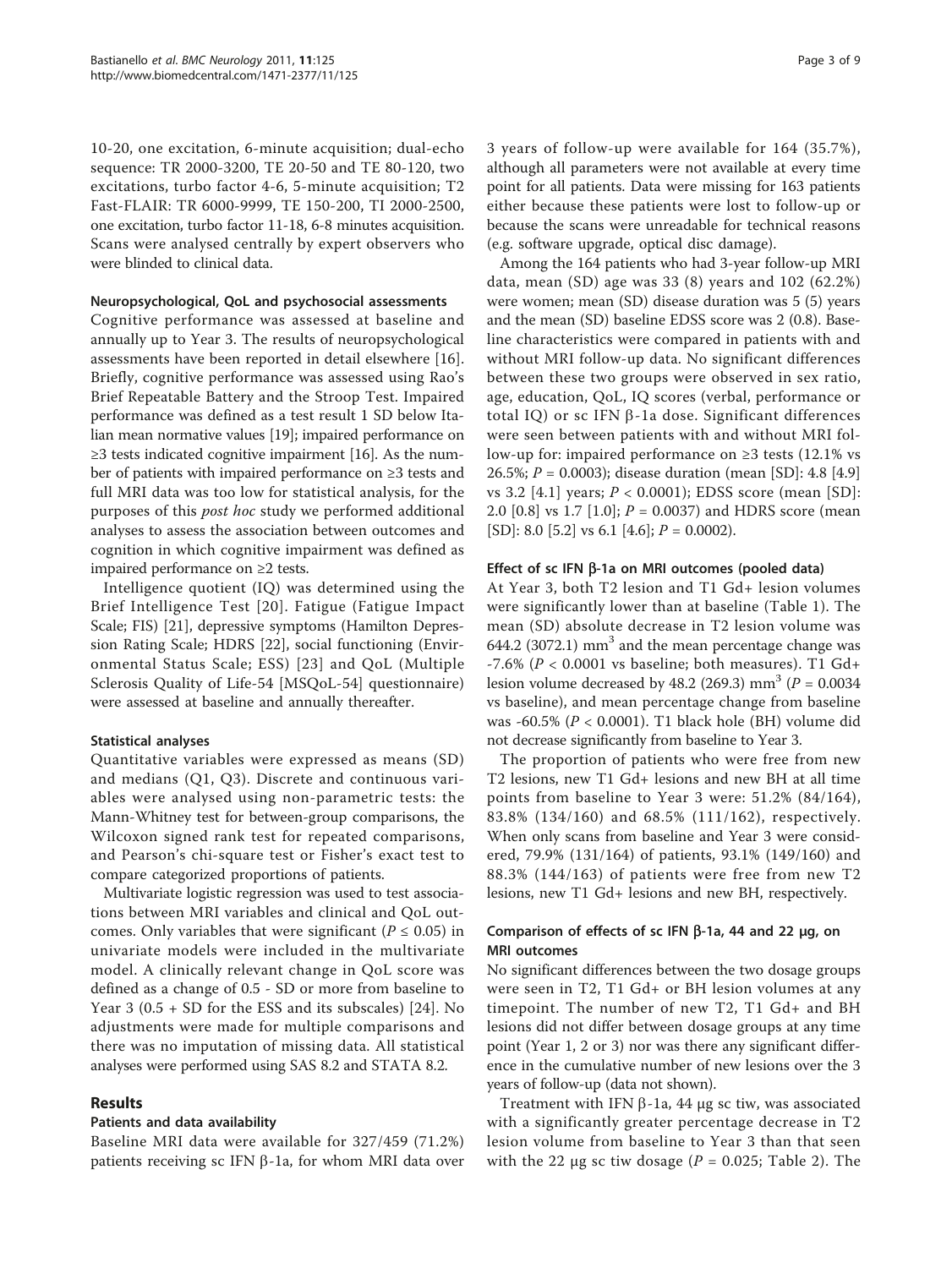10-20, one excitation, 6-minute acquisition; dual-echo sequence: TR 2000-3200, TE 20-50 and TE 80-120, two excitations, turbo factor 4-6, 5-minute acquisition; T2 Fast-FLAIR: TR 6000-9999, TE 150-200, TI 2000-2500, one excitation, turbo factor 11-18, 6-8 minutes acquisition. Scans were analysed centrally by expert observers who were blinded to clinical data.

#### Neuropsychological, QoL and psychosocial assessments

Cognitive performance was assessed at baseline and annually up to Year 3. The results of neuropsychological assessments have been reported in detail elsewhere [16]. Briefly, cognitive performance was assessed using Rao's Brief Repeatable Battery and the Stroop Test. Impaired performance was defined as a test result 1 SD below Italian mean normative values [19]; impaired performance on ≥3 tests indicated cognitive impairment [16]. As the number of patients with impaired performance on ≥3 tests and full MRI data was too low for statistical analysis, for the purposes of this *post hoc* study we performed additional analyses to assess the association between outcomes and cognition in which cognitive impairment was defined as impaired performance on ≥2 tests.

Intelligence quotient (IQ) was determined using the Brief Intelligence Test [20]. Fatigue (Fatigue Impact Scale; FIS) [21], depressive symptoms (Hamilton Depression Rating Scale; HDRS [22], social functioning (Environmental Status Scale; ESS) [23] and QoL (Multiple Sclerosis Quality of Life-54 [MSQoL-54] questionnaire) were assessed at baseline and annually thereafter.

#### Statistical analyses

Quantitative variables were expressed as means (SD) and medians (Q1, Q3). Discrete and continuous variables were analysed using non-parametric tests: the Mann-Whitney test for between-group comparisons, the Wilcoxon signed rank test for repeated comparisons, and Pearson's chi-square test or Fisher's exact test to compare categorized proportions of patients.

Multivariate logistic regression was used to test associations between MRI variables and clinical and QoL outcomes. Only variables that were significant ($P \leq 0.05$) in univariate models were included in the multivariate model. A clinically relevant change in QoL score was defined as a change of 0.5 - SD or more from baseline to Year 3 (0.5 + SD for the ESS and its subscales) [24]. No adjustments were made for multiple comparisons and there was no imputation of missing data. All statistical analyses were performed using SAS 8.2 and STATA 8.2.

## Results

#### Patients and data availability

Baseline MRI data were available for 327/459 (71.2%) patients receiving sc IFN β-1a, for whom MRI data over 3 years of follow-up were available for 164 (35.7%), although all parameters were not available at every time point for all patients. Data were missing for 163 patients either because these patients were lost to follow-up or because the scans were unreadable for technical reasons (e.g. software upgrade, optical disc damage).

Among the 164 patients who had 3-year follow-up MRI data, mean (SD) age was 33 (8) years and 102 (62.2%) were women; mean (SD) disease duration was 5 (5) years and the mean (SD) baseline EDSS score was 2 (0.8). Baseline characteristics were compared in patients with and without MRI follow-up data. No significant differences between these two groups were observed in sex ratio, age, education, QoL, IQ scores (verbal, performance or total IQ) or sc IFN β-1a dose. Significant differences were seen between patients with and without MRI follow-up for: impaired performance on ≥3 tests (12.1% vs 26.5%; $P = 0.0003$); disease duration (mean [SD]: 4.8 [4.9] vs 3.2 [4.1] years; $P < 0.0001$); EDSS score (mean [SD]: 2.0 [0.8] vs 1.7 [1.0]; $P = 0.0037$) and HDRS score (mean [SD]: 8.0 [5.2] vs 6.1 [4.6]; $P = 0.0002$).

#### Effect of sc IFN β-1a on MRI outcomes (pooled data)

At Year 3, both T2 lesion and T1 Gd+ lesion volumes were significantly lower than at baseline (Table 1). The mean (SD) absolute decrease in T2 lesion volume was 644.2 (3072.1) $mm^3$ and the mean percentage change was -7.6% ($P < 0.0001$ vs baseline; both measures). T1 Gd+ lesion volume decreased by 48.2 (269.3) $mm^3$ ($P = 0.0034$ vs baseline), and mean percentage change from baseline was -60.5% ($P < 0.0001$). T1 black hole (BH) volume did not decrease significantly from baseline to Year 3.

The proportion of patients who were free from new T2 lesions, new T1 Gd+ lesions and new BH at all time points from baseline to Year 3 were: 51.2% (84/164), 83.8% (134/160) and 68.5% (111/162), respectively. When only scans from baseline and Year 3 were considered, 79.9% (131/164) of patients, 93.1% (149/160) and 88.3% (144/163) of patients were free from new T2 lesions, new T1 Gd+ lesions and new BH, respectively.

#### Comparison of effects of sc IFN β-1a, 44 and 22 μg, on MRI outcomes

No significant differences between the two dosage groups were seen in T2, T1 Gd+ or BH lesion volumes at any timepoint. The number of new T2, T1 Gd+ and BH lesions did not differ between dosage groups at any time point (Year 1, 2 or 3) nor was there any significant difference in the cumulative number of new lesions over the 3 years of follow-up (data not shown).

Treatment with IFN β-1a, 44 μg sc tiw, was associated with a significantly greater percentage decrease in T2 lesion volume from baseline to Year 3 than that seen with the 22 μg sc tiw dosage ($P = 0.025$; Table 2). The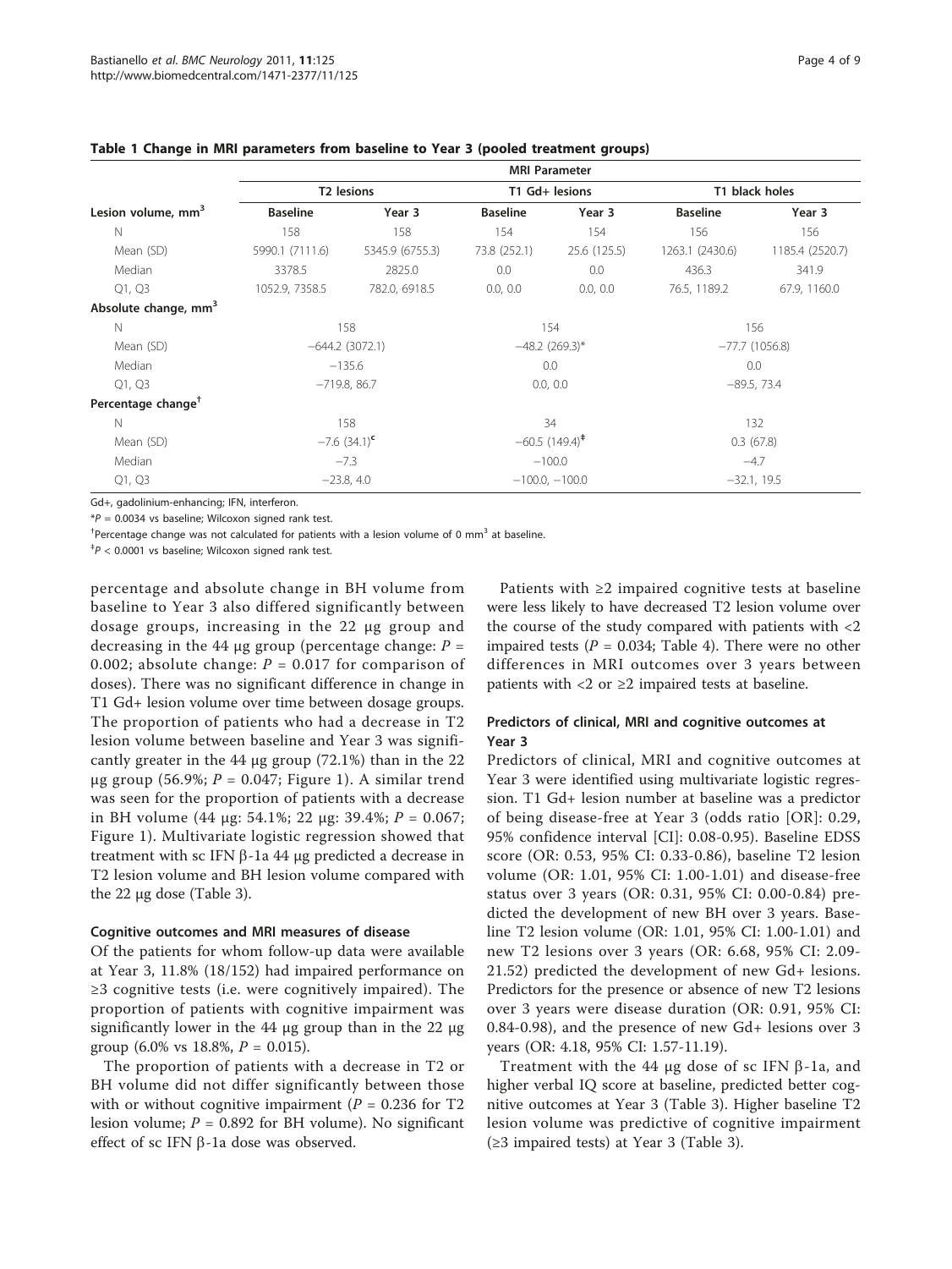**Table 1 Change in MRI parameters from baseline to Year 3 (pooled treatment groups)**

| | MRI Parameter | | | | | |
|---|---|---|---|---|---|---|
| | T2 lesions | | T1 Gd+ lesions | | T1 black holes | |
| **Lesion volume, mm$^3$** | **Baseline** | **Year 3** | **Baseline** | **Year 3** | **Baseline** | **Year 3** |
| N | 158 | 158 | 154 | 154 | 156 | 156 |
| Mean (SD) | 5990.1 (7111.6) | 5345.9 (6755.3) | 73.8 (252.1) | 25.6 (125.5) | 1263.1 (2430.6) | 1185.4 (2520.7) |
| Median | 3378.5 | 2825.0 | 0.0 | 0.0 | 436.3 | 341.9 |
| Q1, Q3 | 1052.9, 7358.5 | 782.0, 6918.5 | 0.0, 0.0 | 0.0, 0.0 | 76.5, 1189.2 | 67.9, 1160.0 |
| **Absolute change, mm$^3$** | | | | | | |
| N | 158 | | 154 | | 156 | |
| Mean (SD) | −644.2 (3072.1) | | −48.2 (269.3)* | | −77.7 (1056.8) | |
| Median | −135.6 | | 0.0 | | 0.0 | |
| Q1, Q3 | −719.8, 86.7 | | 0.0, 0.0 | | −89.5, 73.4 | |
| **Percentage change†** | | | | | | |
| N | 158 | | 34 | | 132 | |
| Mean (SD) | −7.6 (34.1)[c] | | −60.5 (149.4)‡ | | 0.3 (67.8) | |
| Median | −7.3 | | −100.0 | | −4.7 | |
| Q1, Q3 | −23.8, 4.0 | | −100.0, −100.0 | | −32.1, 19.5 | |

Gd+, gadolinium-enhancing; IFN, interferon.

*$P$ = 0.0034 vs baseline; Wilcoxon signed rank test.

†Percentage change was not calculated for patients with a lesion volume of 0 mm$^3$ at baseline.

‡$P$ < 0.0001 vs baseline; Wilcoxon signed rank test.

percentage and absolute change in BH volume from baseline to Year 3 also differed significantly between dosage groups, increasing in the 22 μg group and decreasing in the 44 μg group (percentage change: $P$ = 0.002; absolute change: $P$ = 0.017 for comparison of doses). There was no significant difference in change in T1 Gd+ lesion volume over time between dosage groups. The proportion of patients who had a decrease in T2 lesion volume between baseline and Year 3 was significantly greater in the 44 μg group (72.1%) than in the 22 μg group (56.9%; $P$ = 0.047; Figure 1). A similar trend was seen for the proportion of patients with a decrease in BH volume (44 μg: 54.1%; 22 μg: 39.4%; $P$ = 0.067; Figure 1). Multivariate logistic regression showed that treatment with sc IFN β-1a 44 μg predicted a decrease in T2 lesion volume and BH lesion volume compared with the 22 μg dose (Table 3).

### Cognitive outcomes and MRI measures of disease

Of the patients for whom follow-up data were available at Year 3, 11.8% (18/152) had impaired performance on ≥3 cognitive tests (i.e. were cognitively impaired). The proportion of patients with cognitive impairment was significantly lower in the 44 μg group than in the 22 μg group (6.0% vs 18.8%, $P$ = 0.015).

The proportion of patients with a decrease in T2 or BH volume did not differ significantly between those with or without cognitive impairment ($P$ = 0.236 for T2 lesion volume; $P$ = 0.892 for BH volume). No significant effect of sc IFN β-1a dose was observed.

Patients with ≥2 impaired cognitive tests at baseline were less likely to have decreased T2 lesion volume over the course of the study compared with patients with <2 impaired tests ($P$ = 0.034; Table 4). There were no other differences in MRI outcomes over 3 years between patients with <2 or ≥2 impaired tests at baseline.

### Predictors of clinical, MRI and cognitive outcomes at Year 3

Predictors of clinical, MRI and cognitive outcomes at Year 3 were identified using multivariate logistic regression. T1 Gd+ lesion number at baseline was a predictor of being disease-free at Year 3 (odds ratio [OR]: 0.29, 95% confidence interval [CI]: 0.08-0.95). Baseline EDSS score (OR: 0.53, 95% CI: 0.33-0.86), baseline T2 lesion volume (OR: 1.01, 95% CI: 1.00-1.01) and disease-free status over 3 years (OR: 0.31, 95% CI: 0.00-0.84) predicted the development of new BH over 3 years. Baseline T2 lesion volume (OR: 1.01, 95% CI: 1.00-1.01) and new T2 lesions over 3 years (OR: 6.68, 95% CI: 2.09-21.52) predicted the development of new Gd+ lesions. Predictors for the presence or absence of new T2 lesions over 3 years were disease duration (OR: 0.91, 95% CI: 0.84-0.98), and the presence of new Gd+ lesions over 3 years (OR: 4.18, 95% CI: 1.57-11.19).

Treatment with the 44 μg dose of sc IFN β-1a, and higher verbal IQ score at baseline, predicted better cognitive outcomes at Year 3 (Table 3). Higher baseline T2 lesion volume was predictive of cognitive impairment (≥3 impaired tests) at Year 3 (Table 3).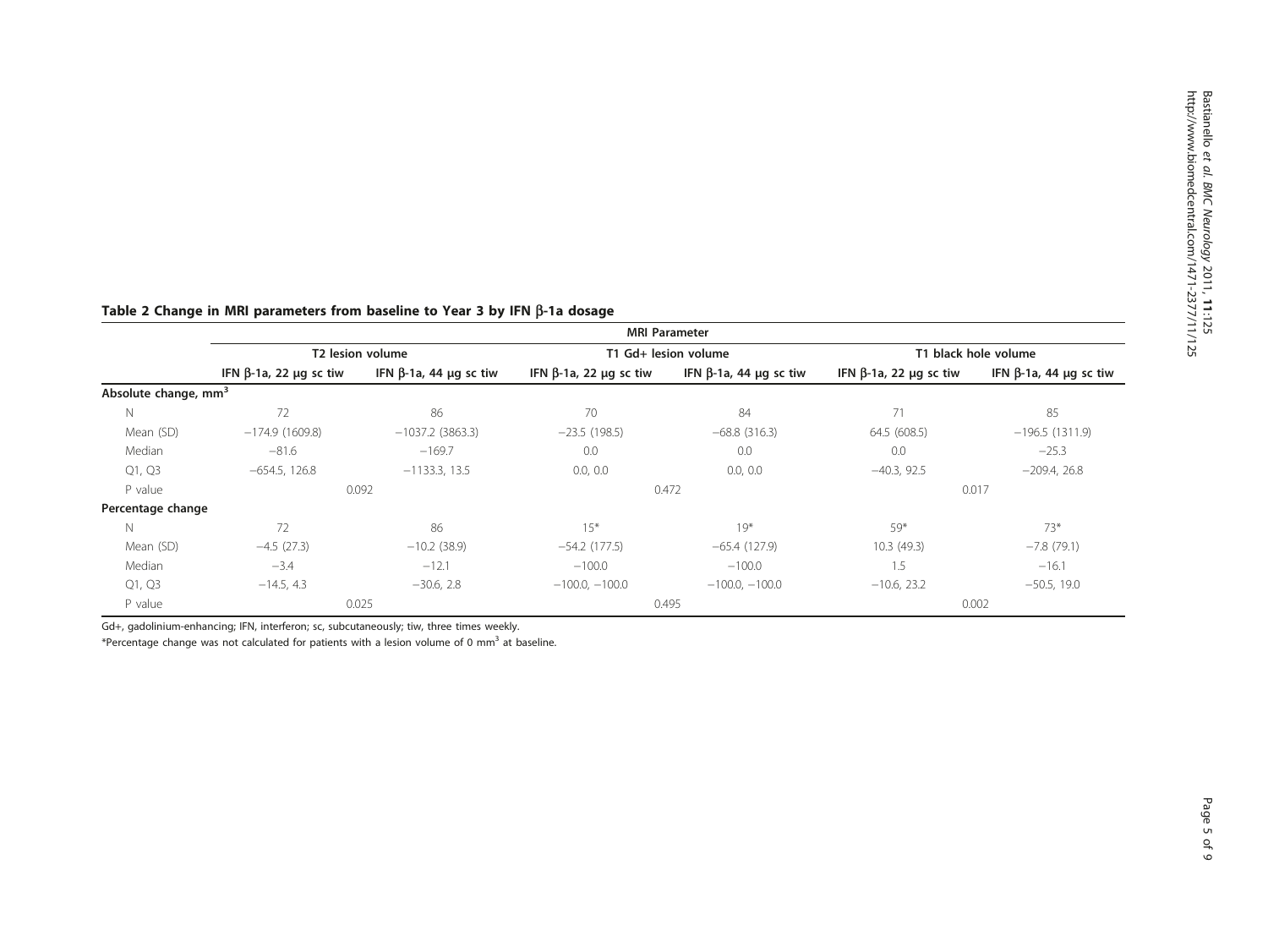**Table 2 Change in MRI parameters from baseline to Year 3 by IFN β-1a dosage**

| | MRI Parameter | | | | | |
|---|---|---|---|---|---|---|
| | T2 lesion volume | | T1 Gd+ lesion volume | | T1 black hole volume | |
| | IFN β-1a, 22 μg sc tiw | IFN β-1a, 44 μg sc tiw | IFN β-1a, 22 μg sc tiw | IFN β-1a, 44 μg sc tiw | IFN β-1a, 22 μg sc tiw | IFN β-1a, 44 μg sc tiw |
| **Absolute change, mm$^3$** | | | | | | |
| N | 72 | 86 | 70 | 84 | 71 | 85 |
| Mean (SD) | −174.9 (1609.8) | −1037.2 (3863.3) | −23.5 (198.5) | −68.8 (316.3) | 64.5 (608.5) | −196.5 (1311.9) |
| Median | −81.6 | −169.7 | 0.0 | 0.0 | 0.0 | −25.3 |
| Q1, Q3 | −654.5, 126.8 | −1133.3, 13.5 | 0.0, 0.0 | 0.0, 0.0 | −40.3, 92.5 | −209.4, 26.8 |
| P value | 0.092 | | 0.472 | | 0.017 | |
| **Percentage change** | | | | | | |
| N | 72 | 86 | 15* | 19* | 59* | 73* |
| Mean (SD) | −4.5 (27.3) | −10.2 (38.9) | −54.2 (177.5) | −65.4 (127.9) | 10.3 (49.3) | −7.8 (79.1) |
| Median | −3.4 | −12.1 | −100.0 | −100.0 | 1.5 | −16.1 |
| Q1, Q3 | −14.5, 4.3 | −30.6, 2.8 | −100.0, −100.0 | −100.0, −100.0 | −10.6, 23.2 | −50.5, 19.0 |
| P value | 0.025 | | 0.495 | | 0.002 | |

Gd+, gadolinium-enhancing; IFN, interferon; sc, subcutaneously; tiw, three times weekly.

*Percentage change was not calculated for patients with a lesion volume of 0 mm$^3$ at baseline.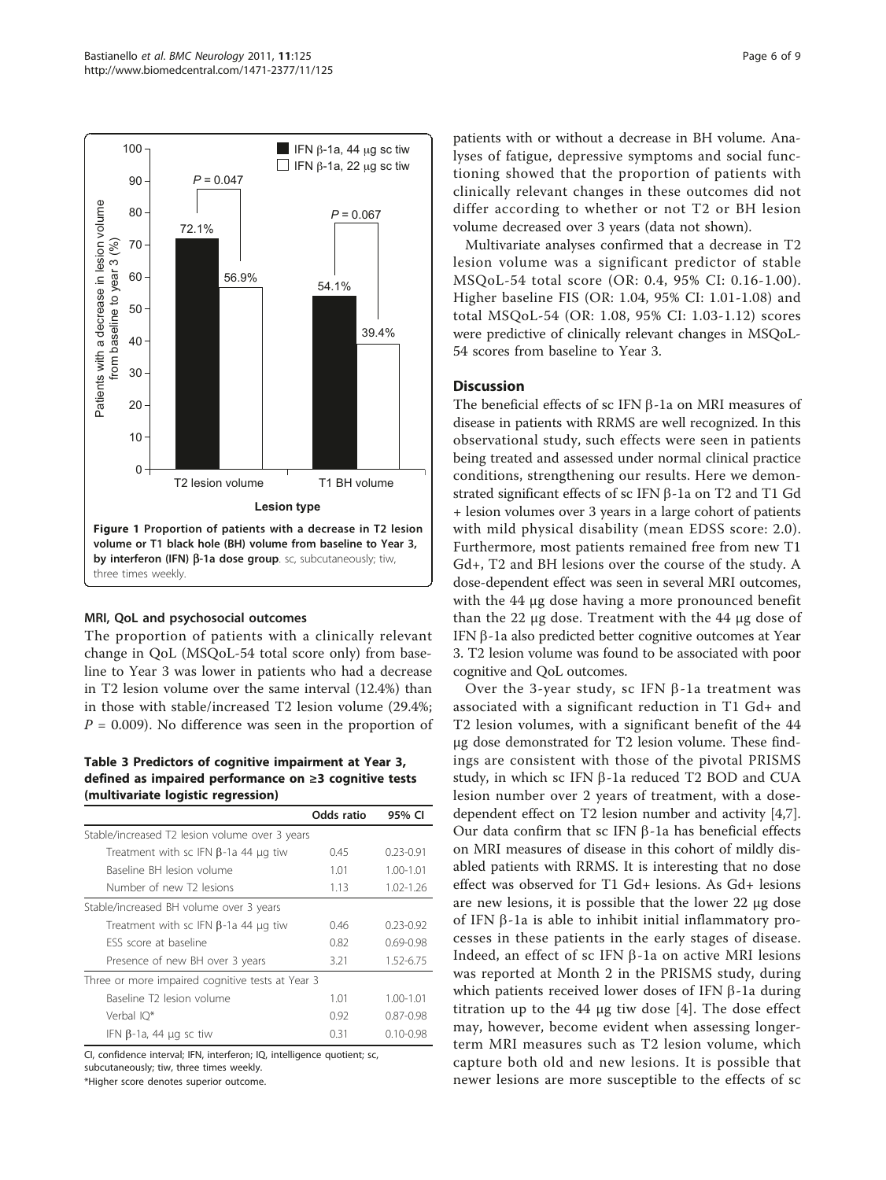Figure 1 Proportion of patients with a decrease in T2 lesion volume or T1 black hole (BH) volume from baseline to Year 3, by interferon (IFN) β-1a dose group. sc, subcutaneously; tiw, three times weekly.

### MRI, QoL and psychosocial outcomes

The proportion of patients with a clinically relevant change in QoL (MSQoL-54 total score only) from baseline to Year 3 was lower in patients who had a decrease in T2 lesion volume over the same interval (12.4%) than in those with stable/increased T2 lesion volume (29.4%; $P = 0.009$). No difference was seen in the proportion of patients with or without a decrease in BH volume. Analyses of fatigue, depressive symptoms and social functioning showed that the proportion of patients with clinically relevant changes in these outcomes did not differ according to whether or not T2 or BH lesion volume decreased over 3 years (data not shown).

Multivariate analyses confirmed that a decrease in T2 lesion volume was a significant predictor of stable MSQoL-54 total score (OR: 0.4, 95% CI: 0.16-1.00). Higher baseline FIS (OR: 1.04, 95% CI: 1.01-1.08) and total MSQoL-54 (OR: 1.08, 95% CI: 1.03-1.12) scores were predictive of clinically relevant changes in MSQoL-54 scores from baseline to Year 3.

**Table 3 Predictors of cognitive impairment at Year 3, defined as impaired performance on ≥3 cognitive tests (multivariate logistic regression)**

| | Odds ratio | 95% CI |
|---|---|---|
| Stable/increased T2 lesion volume over 3 years | | |
| Treatment with sc IFN β-1a 44 μg tiw | 0.45 | 0.23-0.91 |
| Baseline BH lesion volume | 1.01 | 1.00-1.01 |
| Number of new T2 lesions | 1.13 | 1.02-1.26 |
| Stable/increased BH volume over 3 years | | |
| Treatment with sc IFN β-1a 44 μg tiw | 0.46 | 0.23-0.92 |
| ESS score at baseline | 0.82 | 0.69-0.98 |
| Presence of new BH over 3 years | 3.21 | 1.52-6.75 |
| Three or more impaired cognitive tests at Year 3 | | |
| Baseline T2 lesion volume | 1.01 | 1.00-1.01 |
| Verbal IQ* | 0.92 | 0.87-0.98 |
| IFN β-1a, 44 μg sc tiw | 0.31 | 0.10-0.98 |

CI, confidence interval; IFN, interferon; IQ, intelligence quotient; sc, subcutaneously; tiw, three times weekly.
*Higher score denotes superior outcome.

## Discussion

The beneficial effects of sc IFN β-1a on MRI measures of disease in patients with RRMS are well recognized. In this observational study, such effects were seen in patients being treated and assessed under normal clinical practice conditions, strengthening our results. Here we demonstrated significant effects of sc IFN β-1a on T2 and T1 Gd+ lesion volumes over 3 years in a large cohort of patients with mild physical disability (mean EDSS score: 2.0). Furthermore, most patients remained free from new T1 Gd+, T2 and BH lesions over the course of the study. A dose-dependent effect was seen in several MRI outcomes, with the 44 μg dose having a more pronounced benefit than the 22 μg dose. Treatment with the 44 μg dose of IFN β-1a also predicted better cognitive outcomes at Year 3. T2 lesion volume was found to be associated with poor cognitive and QoL outcomes.

Over the 3-year study, sc IFN β-1a treatment was associated with a significant reduction in T1 Gd+ and T2 lesion volumes, with a significant benefit of the 44 μg dose demonstrated for T2 lesion volume. These findings are consistent with those of the pivotal PRISMS study, in which sc IFN β-1a reduced T2 BOD and CUA lesion number over 2 years of treatment, with a dose-dependent effect on T2 lesion number and activity [4,7]. Our data confirm that sc IFN β-1a has beneficial effects on MRI measures of disease in this cohort of mildly disabled patients with RRMS. It is interesting that no dose effect was observed for T1 Gd+ lesions. As Gd+ lesions are new lesions, it is possible that the lower 22 μg dose of IFN β-1a is able to inhibit initial inflammatory processes in these patients in the early stages of disease. Indeed, an effect of sc IFN β-1a on active MRI lesions was reported at Month 2 in the PRISMS study, during which patients received lower doses of IFN β-1a during titration up to the 44 μg tiw dose [4]. The dose effect may, however, become evident when assessing longer-term MRI measures such as T2 lesion volume, which capture both old and new lesions. It is possible that newer lesions are more susceptible to the effects of sc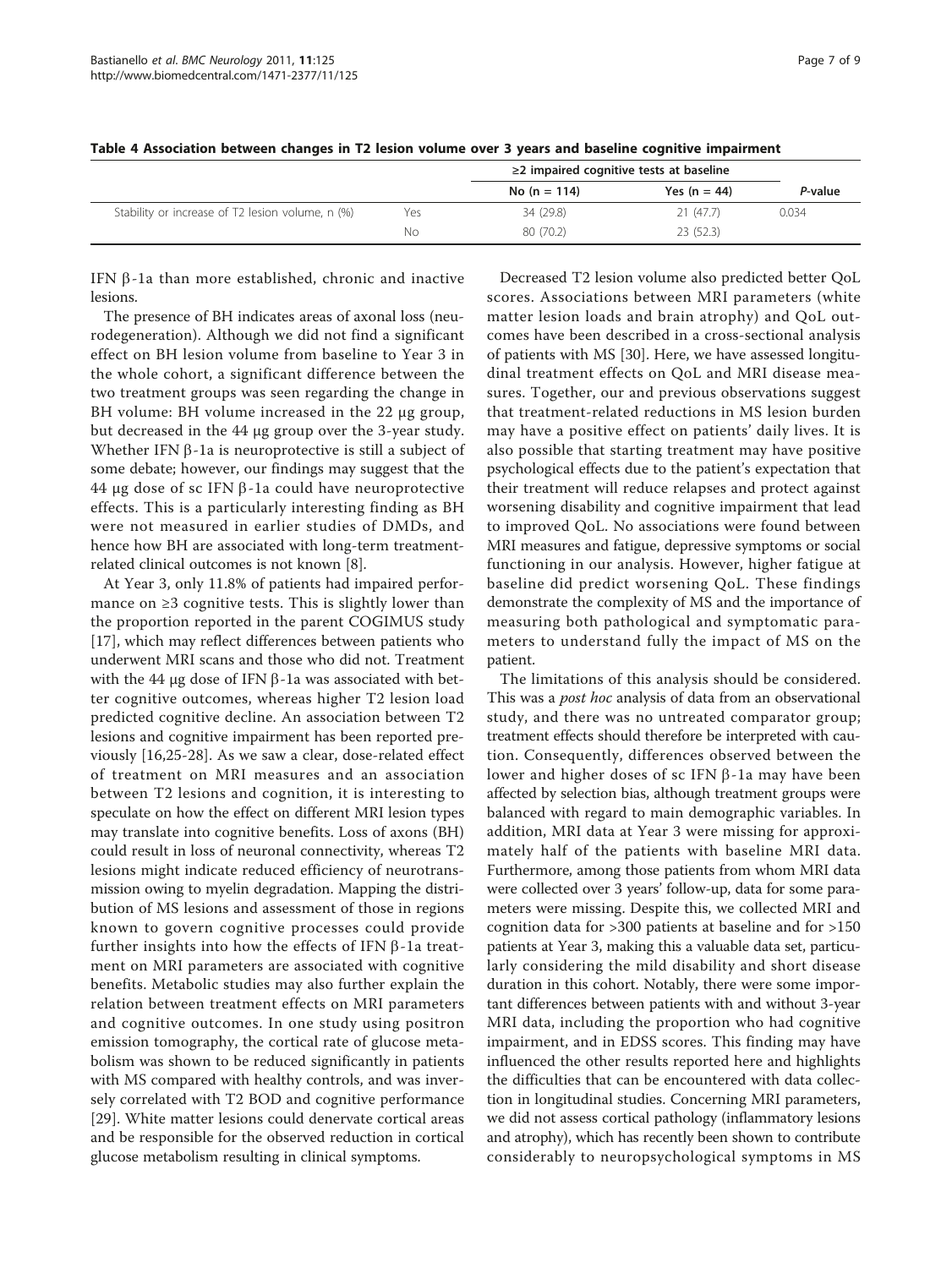**Table 4 Association between changes in T2 lesion volume over 3 years and baseline cognitive impairment**

| | | ≥2 impaired cognitive tests at baseline | | *P*-value |
|---|---|---|---|---|
| | | No (n = 114) | Yes (n = 44) | |
| Stability or increase of T2 lesion volume, n (%) | Yes | 34 (29.8) | 21 (47.7) | 0.034 |
| | No | 80 (70.2) | 23 (52.3) | |

IFN β-1a than more established, chronic and inactive lesions.

The presence of BH indicates areas of axonal loss (neurodegeneration). Although we did not find a significant effect on BH lesion volume from baseline to Year 3 in the whole cohort, a significant difference between the two treatment groups was seen regarding the change in BH volume: BH volume increased in the 22 μg group, but decreased in the 44 μg group over the 3-year study. Whether IFN β-1a is neuroprotective is still a subject of some debate; however, our findings may suggest that the 44 μg dose of sc IFN β-1a could have neuroprotective effects. This is a particularly interesting finding as BH were not measured in earlier studies of DMDs, and hence how BH are associated with long-term treatment-related clinical outcomes is not known [8].

At Year 3, only 11.8% of patients had impaired performance on ≥3 cognitive tests. This is slightly lower than the proportion reported in the parent COGIMUS study [17], which may reflect differences between patients who underwent MRI scans and those who did not. Treatment with the 44 μg dose of IFN β-1a was associated with better cognitive outcomes, whereas higher T2 lesion load predicted cognitive decline. An association between T2 lesions and cognitive impairment has been reported previously [16,25-28]. As we saw a clear, dose-related effect of treatment on MRI measures and an association between T2 lesions and cognition, it is interesting to speculate on how the effect on different MRI lesion types may translate into cognitive benefits. Loss of axons (BH) could result in loss of neuronal connectivity, whereas T2 lesions might indicate reduced efficiency of neurotransmission owing to myelin degradation. Mapping the distribution of MS lesions and assessment of those in regions known to govern cognitive processes could provide further insights into how the effects of IFN β-1a treatment on MRI parameters are associated with cognitive benefits. Metabolic studies may also further explain the relation between treatment effects on MRI parameters and cognitive outcomes. In one study using positron emission tomography, the cortical rate of glucose metabolism was shown to be reduced significantly in patients with MS compared with healthy controls, and was inversely correlated with T2 BOD and cognitive performance [29]. White matter lesions could denervate cortical areas and be responsible for the observed reduction in cortical glucose metabolism resulting in clinical symptoms.

Decreased T2 lesion volume also predicted better QoL scores. Associations between MRI parameters (white matter lesion loads and brain atrophy) and QoL outcomes have been described in a cross-sectional analysis of patients with MS [30]. Here, we have assessed longitudinal treatment effects on QoL and MRI disease measures. Together, our and previous observations suggest that treatment-related reductions in MS lesion burden may have a positive effect on patients' daily lives. It is also possible that starting treatment may have positive psychological effects due to the patient's expectation that their treatment will reduce relapses and protect against worsening disability and cognitive impairment that lead to improved QoL. No associations were found between MRI measures and fatigue, depressive symptoms or social functioning in our analysis. However, higher fatigue at baseline did predict worsening QoL. These findings demonstrate the complexity of MS and the importance of measuring both pathological and symptomatic parameters to understand fully the impact of MS on the patient.

The limitations of this analysis should be considered. This was a *post hoc* analysis of data from an observational study, and there was no untreated comparator group; treatment effects should therefore be interpreted with caution. Consequently, differences observed between the lower and higher doses of sc IFN β-1a may have been affected by selection bias, although treatment groups were balanced with regard to main demographic variables. In addition, MRI data at Year 3 were missing for approximately half of the patients with baseline MRI data. Furthermore, among those patients from whom MRI data were collected over 3 years' follow-up, data for some parameters were missing. Despite this, we collected MRI and cognition data for >300 patients at baseline and for >150 patients at Year 3, making this a valuable data set, particularly considering the mild disability and short disease duration in this cohort. Notably, there were some important differences between patients with and without 3-year MRI data, including the proportion who had cognitive impairment, and in EDSS scores. This finding may have influenced the other results reported here and highlights the difficulties that can be encountered with data collection in longitudinal studies. Concerning MRI parameters, we did not assess cortical pathology (inflammatory lesions and atrophy), which has recently been shown to contribute considerably to neuropsychological symptoms in MS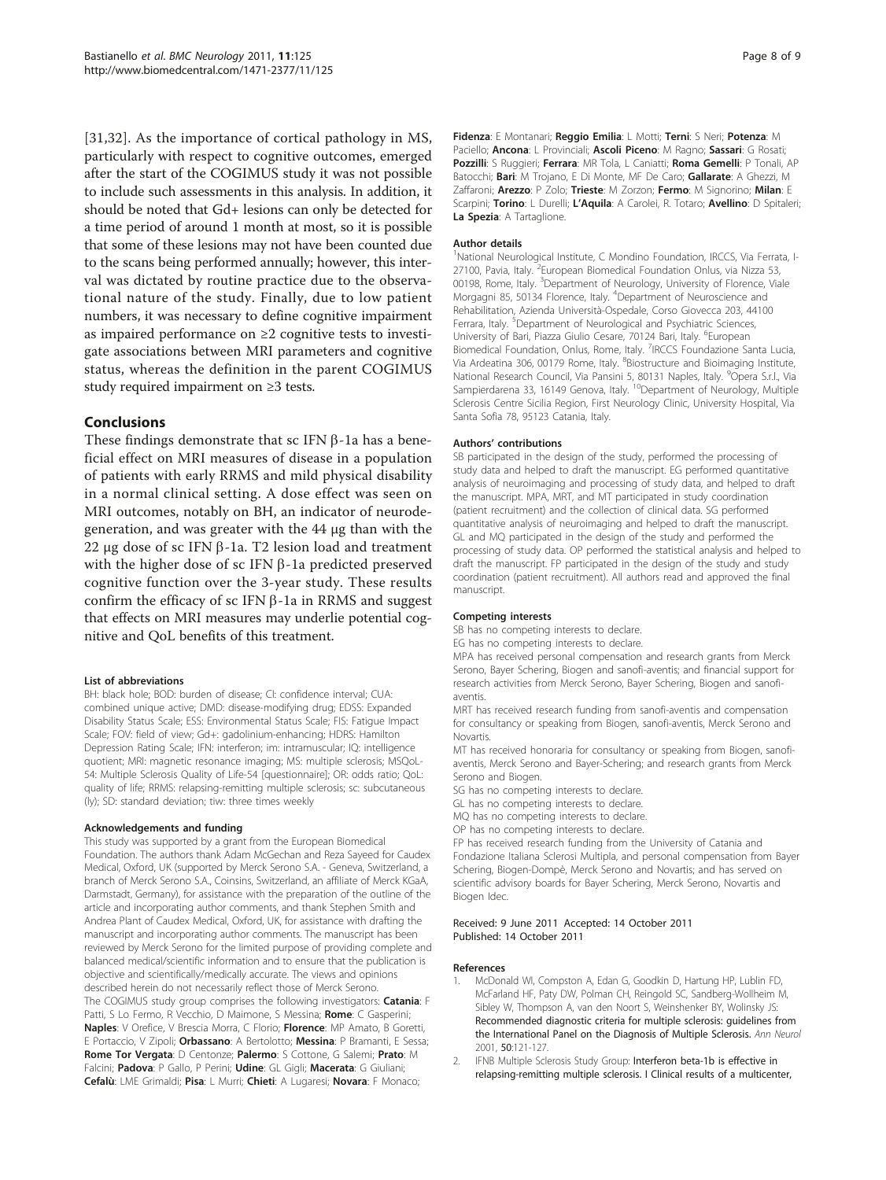[31,32]. As the importance of cortical pathology in MS, particularly with respect to cognitive outcomes, emerged after the start of the COGIMUS study it was not possible to include such assessments in this analysis. In addition, it should be noted that Gd+ lesions can only be detected for a time period of around 1 month at most, so it is possible that some of these lesions may not have been counted due to the scans being performed annually; however, this interval was dictated by routine practice due to the observational nature of the study. Finally, due to low patient numbers, it was necessary to define cognitive impairment as impaired performance on ≥2 cognitive tests to investigate associations between MRI parameters and cognitive status, whereas the definition in the parent COGIMUS study required impairment on ≥3 tests.

## Conclusions

These findings demonstrate that sc IFN β-1a has a beneficial effect on MRI measures of disease in a population of patients with early RRMS and mild physical disability in a normal clinical setting. A dose effect was seen on MRI outcomes, notably on BH, an indicator of neurodegeneration, and was greater with the 44 μg than with the 22 μg dose of sc IFN β-1a. T2 lesion load and treatment with the higher dose of sc IFN β-1a predicted preserved cognitive function over the 3-year study. These results confirm the efficacy of sc IFN β-1a in RRMS and suggest that effects on MRI measures may underlie potential cognitive and QoL benefits of this treatment.

#### List of abbreviations

BH: black hole; BOD: burden of disease; CI: confidence interval; CUA: combined unique active; DMD: disease-modifying drug; EDSS: Expanded Disability Status Scale; ESS: Environmental Status Scale; FIS: Fatigue Impact Scale; FOV: field of view; Gd+: gadolinium-enhancing; HDRS: Hamilton Depression Rating Scale; IFN: interferon; im: intramuscular; IQ: intelligence quotient; MRI: magnetic resonance imaging; MS: multiple sclerosis; MSQoL-54: Multiple Sclerosis Quality of Life-54 [questionnaire]; OR: odds ratio; QoL: quality of life; RRMS: relapsing-remitting multiple sclerosis; sc: subcutaneous (ly); SD: standard deviation; tiw: three times weekly

#### Acknowledgements and funding

This study was supported by a grant from the European Biomedical Foundation. The authors thank Adam McGechan and Reza Sayeed for Caudex Medical, Oxford, UK (supported by Merck Serono S.A. - Geneva, Switzerland, a branch of Merck Serono S.A., Coinsins, Switzerland, an affiliate of Merck KGaA, Darmstadt, Germany), for assistance with the preparation of the outline of the article and incorporating author comments, and thank Stephen Smith and Andrea Plant of Caudex Medical, Oxford, UK, for assistance with drafting the manuscript and incorporating author comments. The manuscript has been reviewed by Merck Serono for the limited purpose of providing complete and balanced medical/scientific information and to ensure that the publication is objective and scientifically/medically accurate. The views and opinions described herein do not necessarily reflect those of Merck Serono.

The COGIMUS study group comprises the following investigators: **Catania**: F Patti, S Lo Fermo, R Vecchio, D Maimone, S Messina; **Rome**: C Gasperini; **Naples**: V Orefice, V Brescia Morra, C Florio; **Florence**: MP Amato, B Goretti, E Portaccio, V Zipoli; **Orbassano**: A Bertolotto; **Messina**: P Bramanti, E Sessa; **Rome Tor Vergata**: D Centonze; **Palermo**: S Cottone, G Salemi; **Prato**: M Falcini; **Padova**: P Gallo, P Perini; **Udine**: GL Gigli; **Macerata**: G Giuliani; **Cefalù**: LME Grimaldi; **Pisa**: L Murri; **Chieti**: A Lugaresi; **Novara**: F Monaco; **Fidenza**: E Montanari; **Reggio Emilia**: L Motti; **Terni**: S Neri; **Potenza**: M Paciello; **Ancona**: L Provinciali; **Ascoli Piceno**: M Ragno; **Sassari**: G Rosati; **Pozzilli**: S Ruggieri; **Ferrara**: MR Tola, L Caniatti; **Roma Gemelli**: P Tonali, AP Batocchi; **Bari**: M Trojano, E Di Monte, MF De Caro; **Gallarate**: A Ghezzi, M Zaffaroni; **Arezzo**: P Zolo; **Trieste**: M Zorzon; **Fermo**: M Signorino; **Milan**: E Scarpini; **Torino**: L Durelli; **L'Aquila**: A Carolei, R. Totaro; **Avellino**: D Spitaleri; **La Spezia**: A Tartaglione.

#### Author details

[1]National Neurological Institute, C Mondino Foundation, IRCCS, Via Ferrata, I-27100, Pavia, Italy. [2]European Biomedical Foundation Onlus, via Nizza 53, 00198, Rome, Italy. [3]Department of Neurology, University of Florence, Viale Morgagni 85, 50134 Florence, Italy. [4]Department of Neuroscience and Rehabilitation, Azienda Università-Ospedale, Corso Giovecca 203, 44100 Ferrara, Italy. [5]Department of Neurological and Psychiatric Sciences, University of Bari, Piazza Giulio Cesare, 70124 Bari, Italy. [6]European Biomedical Foundation, Onlus, Rome, Italy. [7]IRCCS Foundazione Santa Lucia, Via Ardeatina 306, 00179 Rome, Italy. [8]Biostructure and Bioimaging Institute, National Research Council, Via Pansini 5, 80131 Naples, Italy. [9]Opera S.r.l., Via Sampierdarena 33, 16149 Genova, Italy. [10]Department of Neurology, Multiple Sclerosis Centre Sicilia Region, First Neurology Clinic, University Hospital, Via Santa Sofia 78, 95123 Catania, Italy.

#### Authors' contributions

SB participated in the design of the study, performed the processing of study data and helped to draft the manuscript. EG performed quantitative analysis of neuroimaging and processing of study data, and helped to draft the manuscript. MPA, MRT, and MT participated in study coordination (patient recruitment) and the collection of clinical data. SG performed quantitative analysis of neuroimaging and helped to draft the manuscript. GL and MQ participated in the design of the study and performed the processing of study data. OP performed the statistical analysis and helped to draft the manuscript. FP participated in the design of the study and study coordination (patient recruitment). All authors read and approved the final manuscript.

#### Competing interests

SB has no competing interests to declare.

EG has no competing interests to declare.

MPA has received personal compensation and research grants from Merck Serono, Bayer Schering, Biogen and sanofi-aventis; and financial support for research activities from Merck Serono, Bayer Schering, Biogen and sanofi-aventis.

MRT has received research funding from sanofi-aventis and compensation for consultancy or speaking from Biogen, sanofi-aventis, Merck Serono and Novartis.

MT has received honoraria for consultancy or speaking from Biogen, sanofi-aventis, Merck Serono and Bayer-Schering; and research grants from Merck Serono and Biogen.

SG has no competing interests to declare.

GL has no competing interests to declare.

MQ has no competing interests to declare.

OP has no competing interests to declare.

FP has received research funding from the University of Catania and Fondazione Italiana Sclerosi Multipla, and personal compensation from Bayer Schering, Biogen-Dompè, Merck Serono and Novartis; and has served on scientific advisory boards for Bayer Schering, Merck Serono, Novartis and Biogen Idec.

Received: 9 June 2011 Accepted: 14 October 2011
Published: 14 October 2011

#### References

1. McDonald WI, Compston A, Edan G, Goodkin D, Hartung HP, Lublin FD, McFarland HF, Paty DW, Polman CH, Reingold SC, Sandberg-Wollheim M, Sibley W, Thompson A, van den Noort S, Weinshenker BY, Wolinsky JS: **Recommended diagnostic criteria for multiple sclerosis: guidelines from the International Panel on the Diagnosis of Multiple Sclerosis.** *Ann Neurol* 2001, **50**:121-127.
2. IFNB Multiple Sclerosis Study Group: **Interferon beta-1b is effective in relapsing-remitting multiple sclerosis. I Clinical results of a multicenter,**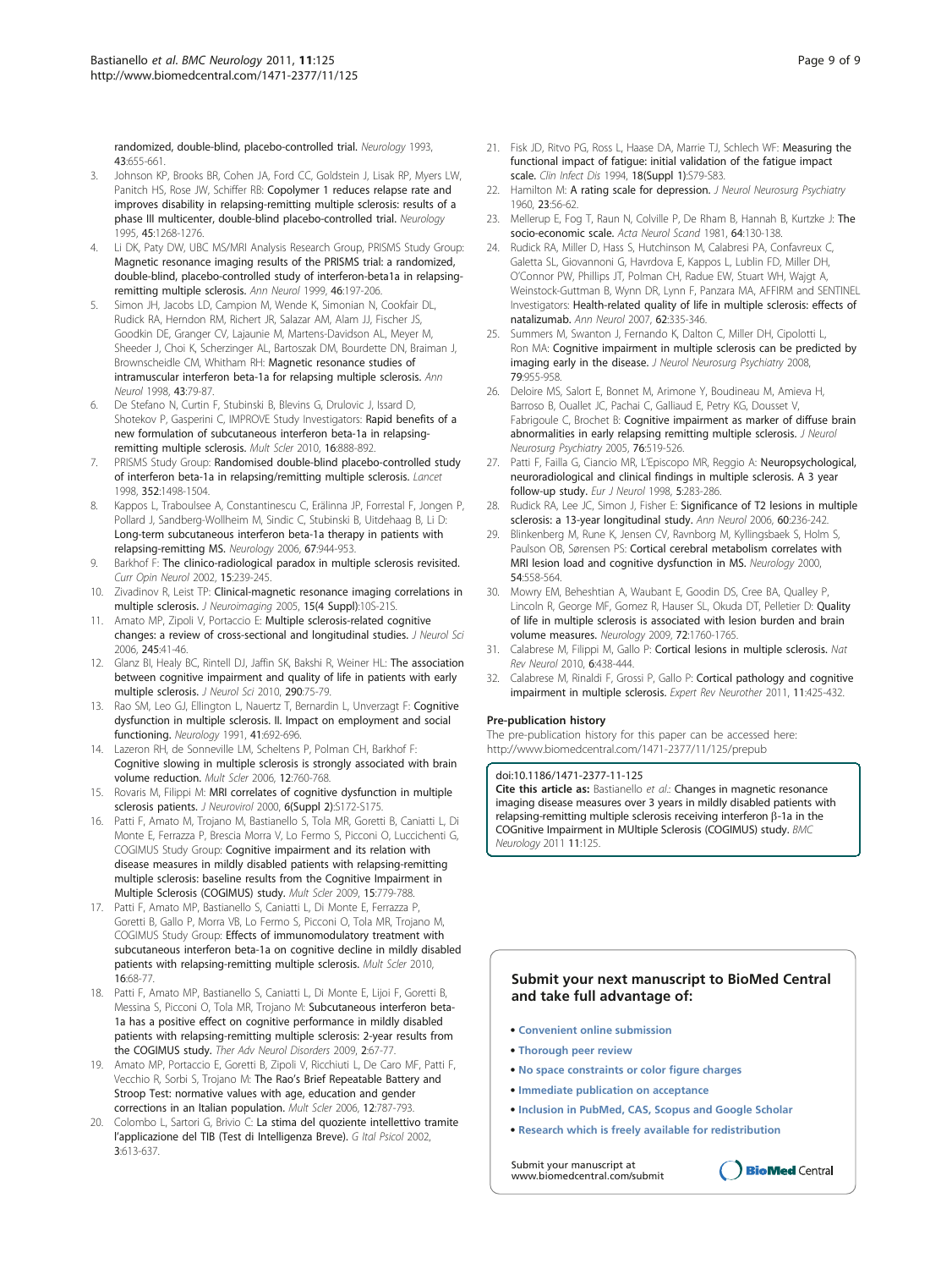randomized, double-blind, placebo-controlled trial. *Neurology* 1993, **43**:655-661.

3. Johnson KP, Brooks BR, Cohen JA, Ford CC, Goldstein J, Lisak RP, Myers LW, Panitch HS, Rose JW, Schiffer RB: **Copolymer 1 reduces relapse rate and improves disability in relapsing-remitting multiple sclerosis: results of a phase III multicenter, double-blind placebo-controlled trial.** *Neurology* 1995, **45**:1268-1276.
4. Li DK, Paty DW, UBC MS/MRI Analysis Research Group, PRISMS Study Group: **Magnetic resonance imaging results of the PRISMS trial: a randomized, double-blind, placebo-controlled study of interferon-beta1a in relapsing-remitting multiple sclerosis.** *Ann Neurol* 1999, **46**:197-206.
5. Simon JH, Jacobs LD, Campion M, Wende K, Simonian N, Cookfair DL, Rudick RA, Herndon RM, Richert JR, Salazar AM, Alam JJ, Fischer JS, Goodkin DE, Granger CV, Lajaunie M, Martens-Davidson AL, Meyer M, Sheeder J, Choi K, Scherzinger AL, Bartoszak DM, Bourdette DN, Braiman J, Brownscheidle CM, Whitham RH: **Magnetic resonance studies of intramuscular interferon beta-1a for relapsing multiple sclerosis.** *Ann Neurol* 1998, **43**:79-87.
6. De Stefano N, Curtin F, Stubinski B, Blevins G, Drulovic J, Issard D, Shotekov P, Gasperini C, IMPROVE Study Investigators: **Rapid benefits of a new formulation of subcutaneous interferon beta-1a in relapsing-remitting multiple sclerosis.** *Mult Scler* 2010, **16**:888-892.
7. PRISMS Study Group: **Randomised double-blind placebo-controlled study of interferon beta-1a in relapsing/remitting multiple sclerosis.** *Lancet* 1998, **352**:1498-1504.
8. Kappos L, Traboulsee A, Constantinescu C, Erälinna JP, Forrestal F, Jongen P, Pollard J, Sandberg-Wollheim M, Sindic C, Stubinski B, Uitdehaag B, Li D: **Long-term subcutaneous interferon beta-1a therapy in patients with relapsing-remitting MS.** *Neurology* 2006, **67**:944-953.
9. Barkhof F: **The clinico-radiological paradox in multiple sclerosis revisited.** *Curr Opin Neurol* 2002, **15**:239-245.
10. Zivadinov R, Leist TP: **Clinical-magnetic resonance imaging correlations in multiple sclerosis.** *J Neuroimaging* 2005, **15(4 Suppl)**:10S-21S.
11. Amato MP, Zipoli V, Portaccio E: **Multiple sclerosis-related cognitive changes: a review of cross-sectional and longitudinal studies.** *J Neurol Sci* 2006, **245**:41-46.
12. Glanz BI, Healy BC, Rintell DJ, Jaffin SK, Bakshi R, Weiner HL: **The association between cognitive impairment and quality of life in patients with early multiple sclerosis.** *J Neurol Sci* 2010, **290**:75-79.
13. Rao SM, Leo GJ, Ellington L, Nauertz T, Bernardin L, Unverzagt F: **Cognitive dysfunction in multiple sclerosis. II. Impact on employment and social functioning.** *Neurology* 1991, **41**:692-696.
14. Lazeron RH, de Sonneville LM, Scheltens P, Polman CH, Barkhof F: **Cognitive slowing in multiple sclerosis is strongly associated with brain volume reduction.** *Mult Scler* 2006, **12**:760-768.
15. Rovaris M, Filippi M: **MRI correlates of cognitive dysfunction in multiple sclerosis patients.** *J Neurovirol* 2000, **6(Suppl 2)**:S172-S175.
16. Patti F, Amato MP, Trojano M, Bastianello S, Tola MR, Goretti B, Caniatti L, Di Monte E, Ferrazza P, Brescia Morra V, Lo Fermo S, Picconi O, Luccichenti G, COGIMUS Study Group: **Cognitive impairment and its relation with disease measures in mildly disabled patients with relapsing-remitting multiple sclerosis: baseline results from the Cognitive Impairment in Multiple Sclerosis (COGIMUS) study.** *Mult Scler* 2009, **15**:779-788.
17. Patti F, Amato MP, Bastianello S, Caniatti L, Di Monte E, Ferrazza P, Goretti B, Gallo P, Morra VB, Lo Fermo S, Picconi O, Tola MR, Trojano M, COGIMUS Study Group: **Effects of immunomodulatory treatment with subcutaneous interferon beta-1a on cognitive decline in mildly disabled patients with relapsing-remitting multiple sclerosis.** *Mult Scler* 2010, **16**:68-77.
18. Patti F, Amato MP, Bastianello S, Caniatti L, Di Monte E, Lijoi F, Goretti B, Messina S, Picconi O, Tola MR, Trojano M: **Subcutaneous interferon beta-1a has a positive effect on cognitive performance in mildly disabled patients with relapsing-remitting multiple sclerosis: 2-year results from the COGIMUS study.** *Ther Adv Neurol Disorders* 2009, **2**:67-77.
19. Amato MP, Portaccio E, Goretti B, Zipoli V, Ricchiuti L, De Caro MF, Patti F, Vecchio R, Sorbi S, Trojano M: **The Rao's Brief Repeatable Battery and Stroop Test: normative values with age, education and gender corrections in an Italian population.** *Mult Scler* 2006, **12**:787-793.
20. Colombo L, Sartori G, Brivio C: **La stima del quoziente intellettivo tramite l'applicazione del TIB (Test di Intelligenza Breve).** *G Ital Psicol* 2002, **3**:613-637.
21. Fisk JD, Ritvo PG, Ross L, Haase DA, Marrie TJ, Schlech WF: **Measuring the functional impact of fatigue: initial validation of the fatigue impact scale.** *Clin Infect Dis* 1994, **18(Suppl 1)**:S79-S83.
22. Hamilton M: **A rating scale for depression.** *J Neurol Neurosurg Psychiatry* 1960, **23**:56-62.
23. Mellerup E, Fog T, Raun N, Colville P, De Rham B, Hannah B, Kurtzke J: **The socio-economic scale.** *Acta Neurol Scand* 1981, **64**:130-138.
24. Rudick RA, Miller D, Hass S, Hutchinson M, Calabresi PA, Confavreux C, Galetta SL, Giovannoni G, Havrdova E, Kappos L, Lublin FD, Miller DH, O'Connor PW, Phillips JT, Polman CH, Radue EW, Stuart WH, Wajgt A, Weinstock-Guttman B, Wynn DR, Lynn F, Panzara MA, AFFIRM and SENTINEL Investigators: **Health-related quality of life in multiple sclerosis: effects of natalizumab.** *Ann Neurol* 2007, **62**:335-346.
25. Summers M, Swanton J, Fernando K, Dalton C, Miller DH, Cipolotti L, Ron MA: **Cognitive impairment in multiple sclerosis can be predicted by imaging early in the disease.** *J Neurol Neurosurg Psychiatry* 2008, **79**:955-958.
26. Deloire MS, Salort E, Bonnet M, Arimone Y, Boudineau M, Amieva H, Barroso B, Ouallet JC, Pachai C, Galliaud E, Petry KG, Dousset V, Fabrigoule C, Brochet B: **Cognitive impairment as marker of diffuse brain abnormalities in early relapsing remitting multiple sclerosis.** *J Neurol Neurosurg Psychiatry* 2005, **76**:519-526.
27. Patti F, Failla G, Ciancio MR, L'Episcopo MR, Reggio A: **Neuropsychological, neuroradiological and clinical findings in multiple sclerosis. A 3 year follow-up study.** *Eur J Neurol* 1998, **5**:283-286.
28. Rudick RA, Lee JC, Simon J, Fisher E: **Significance of T2 lesions in multiple sclerosis: a 13-year longitudinal study.** *Ann Neurol* 2006, **60**:236-242.
29. Blinkenberg M, Rune K, Jensen CV, Ravnborg M, Kyllingsbaek S, Holm S, Paulson OB, Sørensen PS: **Cortical cerebral metabolism correlates with MRI lesion load and cognitive dysfunction in MS.** *Neurology* 2000, **54**:558-564.
30. Mowry EM, Beheshtian A, Waubant E, Goodin DS, Cree BA, Qualley P, Lincoln R, George MF, Gomez R, Hauser SL, Okuda DT, Pelletier D: **Quality of life in multiple sclerosis is associated with lesion burden and brain volume measures.** *Neurology* 2009, **72**:1760-1765.
31. Calabrese M, Filippi M, Gallo P: **Cortical lesions in multiple sclerosis.** *Nat Rev Neurol* 2010, **6**:438-444.
32. Calabrese M, Rinaldi F, Grossi P, Gallo P: **Cortical pathology and cognitive impairment in multiple sclerosis.** *Expert Rev Neurother* 2011, **11**:425-432.

### Pre-publication history

The pre-publication history for this paper can be accessed here:
http://www.biomedcentral.com/1471-2377/11/125/prepub

doi:10.1186/1471-2377-11-125

**Cite this article as:** Bastianello *et al.*: Changes in magnetic resonance imaging disease measures over 3 years in mildly disabled patients with relapsing-remitting multiple sclerosis receiving interferon β-1a in the COGnitive Impairment in MUltiple Sclerosis (COGIMUS) study. *BMC Neurology* 2011 **11**:125.

**Submit your next manuscript to BioMed Central and take full advantage of:**

- **Convenient online submission**
- **Thorough peer review**
- **No space constraints or color figure charges**
- **Immediate publication on acceptance**
- **Inclusion in PubMed, CAS, Scopus and Google Scholar**
- **Research which is freely available for redistribution**

Submit your manuscript at
www.biomedcentral.com/submit

BioMed Central